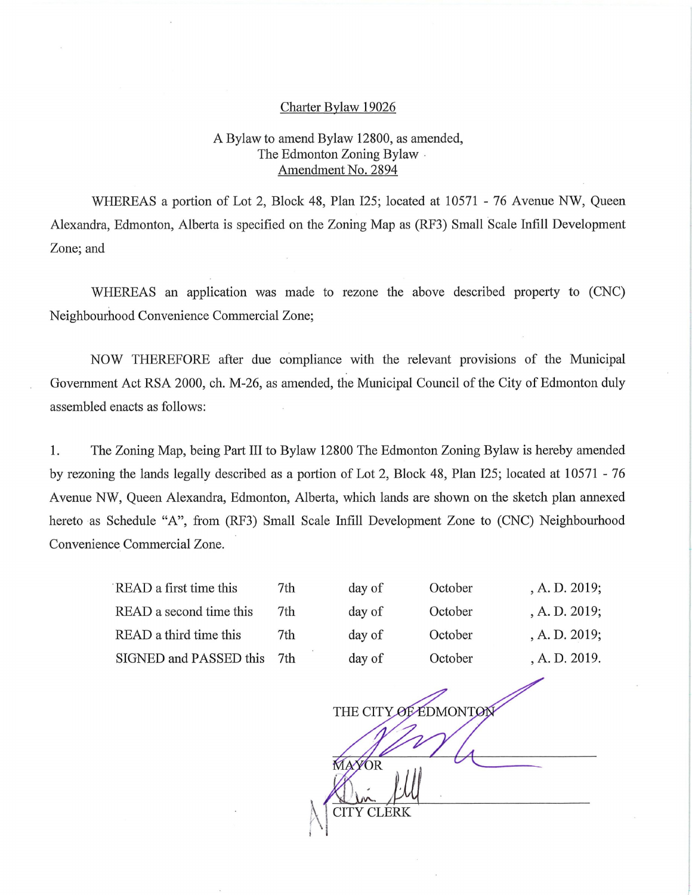Charter Bylaw 19026

A Bylaw to amend Bylaw 12800, as amended,
The Edmonton Zoning Bylaw
Amendment No. 2894

WHEREAS a portion of Lot 2, Block 48, Plan I25; located at 10571 - 76 Avenue NW, Queen Alexandra, Edmonton, Alberta is specified on the Zoning Map as (RF3) Small Scale Infill Development Zone; and

WHEREAS an application was made to rezone the above described property to (CNC) Neighbourhood Convenience Commercial Zone;

NOW THEREFORE after due compliance with the relevant provisions of the Municipal Government Act RSA 2000, ch. M-26, as amended, the Municipal Council of the City of Edmonton duly assembled enacts as follows:

1. The Zoning Map, being Part III to Bylaw 12800 The Edmonton Zoning Bylaw is hereby amended by rezoning the lands legally described as a portion of Lot 2, Block 48, Plan I25; located at 10571 - 76 Avenue NW, Queen Alexandra, Edmonton, Alberta, which lands are shown on the sketch plan annexed hereto as Schedule "A", from (RF3) Small Scale Infill Development Zone to (CNC) Neighbourhood Convenience Commercial Zone.

| | | | | |
|---|---|---|---|---|
| READ a first time this | 7th | day of | October | , A. D. 2019; |
| READ a second time this | 7th | day of | October | , A. D. 2019; |
| READ a third time this | 7th | day of | October | , A. D. 2019; |
| SIGNED and PASSED this | 7th | day of | October | , A. D. 2019. |

THE CITY OF EDMONTON

MAYOR

CITY CLERK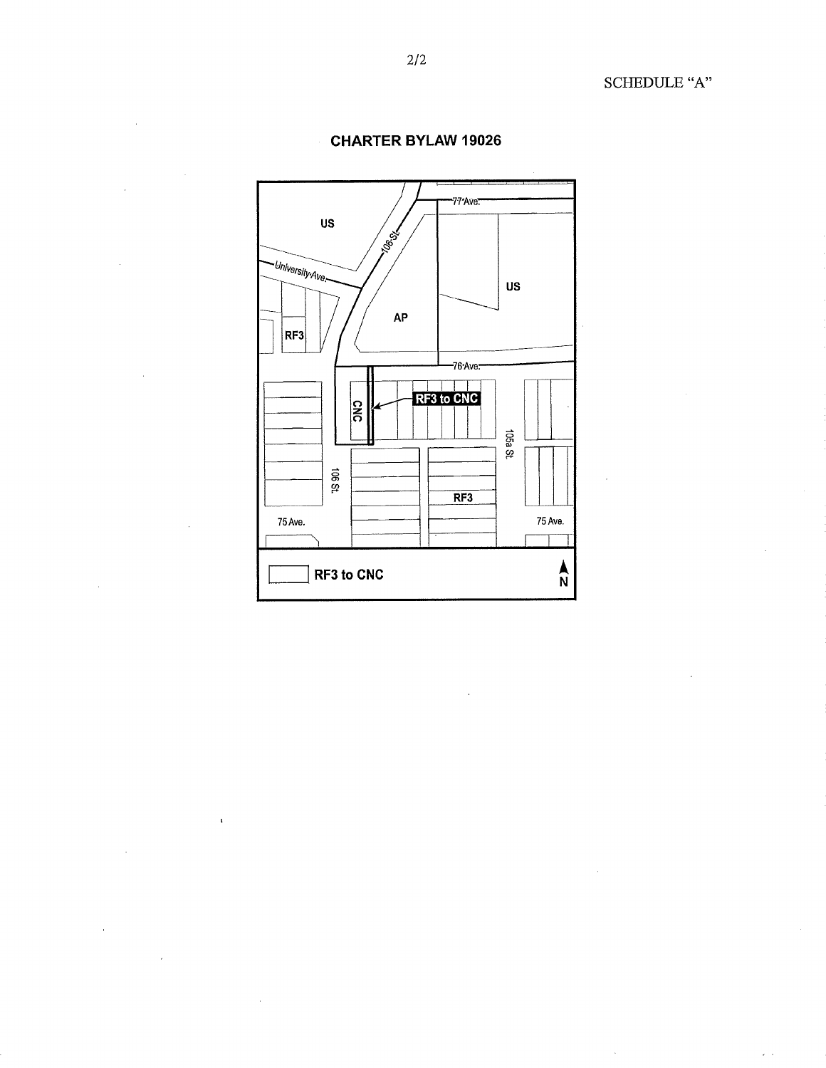SCHEDULE "A"

## CHARTER BYLAW 19026

US

University Ave.

106 St.

77 Ave.

US

AP

RF3

76 Ave.

CNC

RF3 to CNC

105a St.

106 St.

RF3

75 Ave.

75 Ave.

RF3 to CNC

N